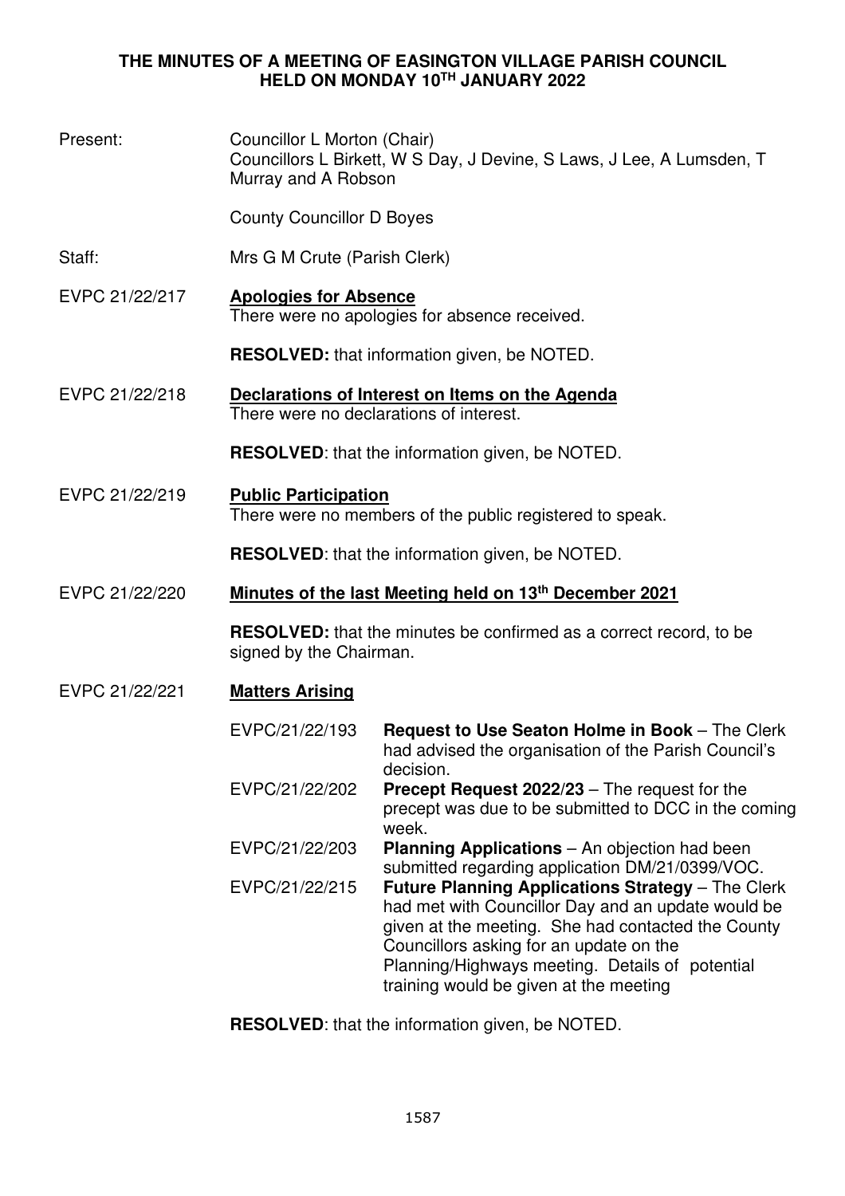# THE MINUTES OF A MEETING OF EASINGTON VILLAGE PARISH COUNCIL HELD ON MONDAY 10TH JANUARY 2022

Present: Councillor L Morton (Chair)
Councillors L Birkett, W S Day, J Devine, S Laws, J Lee, A Lumsden, T Murray and A Robson

County Councillor D Boyes

Staff: Mrs G M Crute (Parish Clerk)

EVPC 21/22/217 **Apologies for Absence**

There were no apologies for absence received.

**RESOLVED:** that information given, be NOTED.

EVPC 21/22/218 **Declarations of Interest on Items on the Agenda**

There were no declarations of interest.

**RESOLVED**: that the information given, be NOTED.

EVPC 21/22/219 **Public Participation**

There were no members of the public registered to speak.

**RESOLVED**: that the information given, be NOTED.

EVPC 21/22/220 **Minutes of the last Meeting held on 13th December 2021**

**RESOLVED:** that the minutes be confirmed as a correct record, to be signed by the Chairman.

EVPC 21/22/221 **Matters Arising**

| | |
|---|---|
| EVPC/21/22/193 | **Request to Use Seaton Holme in Book** – The Clerk had advised the organisation of the Parish Council's decision. |
| EVPC/21/22/202 | **Precept Request 2022/23** – The request for the precept was due to be submitted to DCC in the coming week. |
| EVPC/21/22/203 | **Planning Applications** – An objection had been submitted regarding application DM/21/0399/VOC. |
| EVPC/21/22/215 | **Future Planning Applications Strategy** – The Clerk had met with Councillor Day and an update would be given at the meeting. She had contacted the County Councillors asking for an update on the Planning/Highways meeting. Details of potential training would be given at the meeting |

**RESOLVED**: that the information given, be NOTED.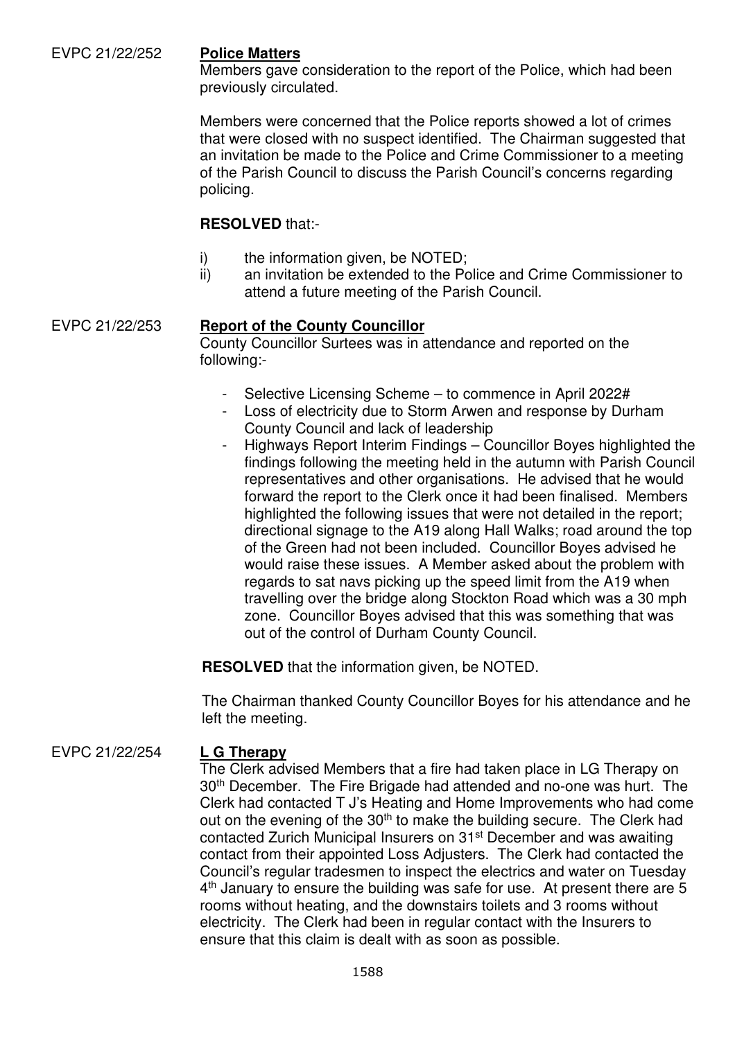EVPC 21/22/252 **Police Matters**

Members gave consideration to the report of the Police, which had been previously circulated.

Members were concerned that the Police reports showed a lot of crimes that were closed with no suspect identified. The Chairman suggested that an invitation be made to the Police and Crime Commissioner to a meeting of the Parish Council to discuss the Parish Council's concerns regarding policing.

**RESOLVED** that:-

i) the information given, be NOTED;
ii) an invitation be extended to the Police and Crime Commissioner to attend a future meeting of the Parish Council.

EVPC 21/22/253 **Report of the County Councillor**

County Councillor Surtees was in attendance and reported on the following:-

- Selective Licensing Scheme – to commence in April 2022#
- Loss of electricity due to Storm Arwen and response by Durham County Council and lack of leadership
- Highways Report Interim Findings – Councillor Boyes highlighted the findings following the meeting held in the autumn with Parish Council representatives and other organisations. He advised that he would forward the report to the Clerk once it had been finalised. Members highlighted the following issues that were not detailed in the report; directional signage to the A19 along Hall Walks; road around the top of the Green had not been included. Councillor Boyes advised he would raise these issues. A Member asked about the problem with regards to sat navs picking up the speed limit from the A19 when travelling over the bridge along Stockton Road which was a 30 mph zone. Councillor Boyes advised that this was something that was out of the control of Durham County Council.

**RESOLVED** that the information given, be NOTED.

The Chairman thanked County Councillor Boyes for his attendance and he left the meeting.

EVPC 21/22/254 **L G Therapy**

The Clerk advised Members that a fire had taken place in LG Therapy on 30th December. The Fire Brigade had attended and no-one was hurt. The Clerk had contacted T J's Heating and Home Improvements who had come out on the evening of the 30th to make the building secure. The Clerk had contacted Zurich Municipal Insurers on 31st December and was awaiting contact from their appointed Loss Adjusters. The Clerk had contacted the Council's regular tradesmen to inspect the electrics and water on Tuesday 4th January to ensure the building was safe for use. At present there are 5 rooms without heating, and the downstairs toilets and 3 rooms without electricity. The Clerk had been in regular contact with the Insurers to ensure that this claim is dealt with as soon as possible.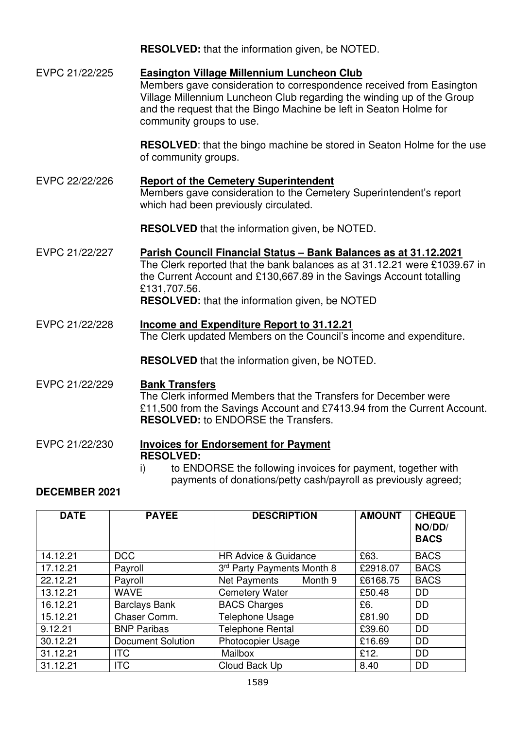**RESOLVED:** that the information given, be NOTED.

EVPC 21/22/225 **Easington Village Millennium Luncheon Club**

Members gave consideration to correspondence received from Easington Village Millennium Luncheon Club regarding the winding up of the Group and the request that the Bingo Machine be left in Seaton Holme for community groups to use.

**RESOLVED**: that the bingo machine be stored in Seaton Holme for the use of community groups.

EVPC 22/22/226 **Report of the Cemetery Superintendent**

Members gave consideration to the Cemetery Superintendent's report which had been previously circulated.

**RESOLVED** that the information given, be NOTED.

EVPC 21/22/227 **Parish Council Financial Status – Bank Balances as at 31.12.2021**

The Clerk reported that the bank balances as at 31.12.21 were £1039.67 in the Current Account and £130,667.89 in the Savings Account totalling £131,707.56.

**RESOLVED:** that the information given, be NOTED

EVPC 21/22/228 **Income and Expenditure Report to 31.12.21**

The Clerk updated Members on the Council's income and expenditure.

**RESOLVED** that the information given, be NOTED.

EVPC 21/22/229 **Bank Transfers**

The Clerk informed Members that the Transfers for December were £11,500 from the Savings Account and £7413.94 from the Current Account.

**RESOLVED:** to ENDORSE the Transfers.

EVPC 21/22/230 **Invoices for Endorsement for Payment**

**RESOLVED:**

i) to ENDORSE the following invoices for payment, together with payments of donations/petty cash/payroll as previously agreed;

**DECEMBER 2021**

| DATE | PAYEE | DESCRIPTION | AMOUNT | CHEQUE NO/DD/ BACS |
|---|---|---|---|---|
| 14.12.21 | DCC | HR Advice & Guidance | £63. | BACS |
| 17.12.21 | Payroll | 3rd Party Payments Month 8 | £2918.07 | BACS |
| 22.12.21 | Payroll | Net Payments Month 9 | £6168.75 | BACS |
| 13.12.21 | WAVE | Cemetery Water | £50.48 | DD |
| 16.12.21 | Barclays Bank | BACS Charges | £6. | DD |
| 15.12.21 | Chaser Comm. | Telephone Usage | £81.90 | DD |
| 9.12.21 | BNP Paribas | Telephone Rental | £39.60 | DD |
| 30.12.21 | Document Solution | Photocopier Usage | £16.69 | DD |
| 31.12.21 | ITC | Mailbox | £12. | DD |
| 31.12.21 | ITC | Cloud Back Up | 8.40 | DD |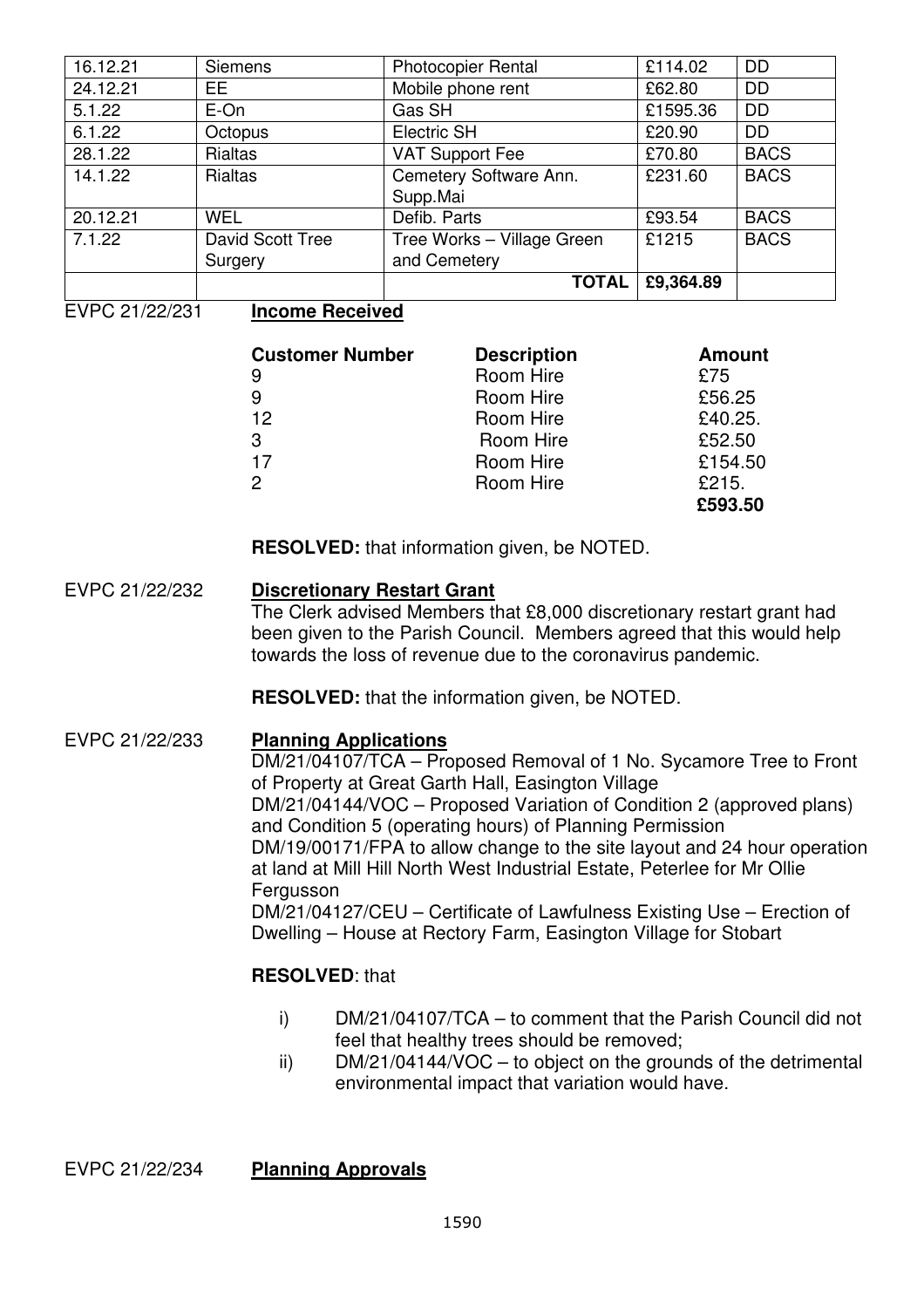| 16.12.21 | Siemens | Photocopier Rental | £114.02 | DD |
|---|---|---|---|---|
| 24.12.21 | EE | Mobile phone rent | £62.80 | DD |
| 5.1.22 | E-On | Gas SH | £1595.36 | DD |
| 6.1.22 | Octopus | Electric SH | £20.90 | DD |
| 28.1.22 | Rialtas | VAT Support Fee | £70.80 | BACS |
| 14.1.22 | Rialtas | Cemetery Software Ann. Supp.Mai | £231.60 | BACS |
| 20.12.21 | WEL | Defib. Parts | £93.54 | BACS |
| 7.1.22 | David Scott Tree Surgery | Tree Works – Village Green and Cemetery | £1215 | BACS |
| | | **TOTAL** | **£9,364.89** | |

EVPC 21/22/231 **Income Received**

| **Customer Number** | **Description** | **Amount** |
|---|---|---|
| 9 | Room Hire | £75 |
| 9 | Room Hire | £56.25 |
| 12 | Room Hire | £40.25. |
| 3 | Room Hire | £52.50 |
| 17 | Room Hire | £154.50 |
| 2 | Room Hire | £215. |
| | | **£593.50** |

**RESOLVED:** that information given, be NOTED.

EVPC 21/22/232 **Discretionary Restart Grant**

The Clerk advised Members that £8,000 discretionary restart grant had been given to the Parish Council. Members agreed that this would help towards the loss of revenue due to the coronavirus pandemic.

**RESOLVED:** that the information given, be NOTED.

EVPC 21/22/233 **Planning Applications**

DM/21/04107/TCA – Proposed Removal of 1 No. Sycamore Tree to Front of Property at Great Garth Hall, Easington Village
DM/21/04144/VOC – Proposed Variation of Condition 2 (approved plans) and Condition 5 (operating hours) of Planning Permission DM/19/00171/FPA to allow change to the site layout and 24 hour operation at land at Mill Hill North West Industrial Estate, Peterlee for Mr Ollie Fergusson
DM/21/04127/CEU – Certificate of Lawfulness Existing Use – Erection of Dwelling – House at Rectory Farm, Easington Village for Stobart

**RESOLVED**: that

i) DM/21/04107/TCA – to comment that the Parish Council did not feel that healthy trees should be removed;
ii) DM/21/04144/VOC – to object on the grounds of the detrimental environmental impact that variation would have.

EVPC 21/22/234 **Planning Approvals**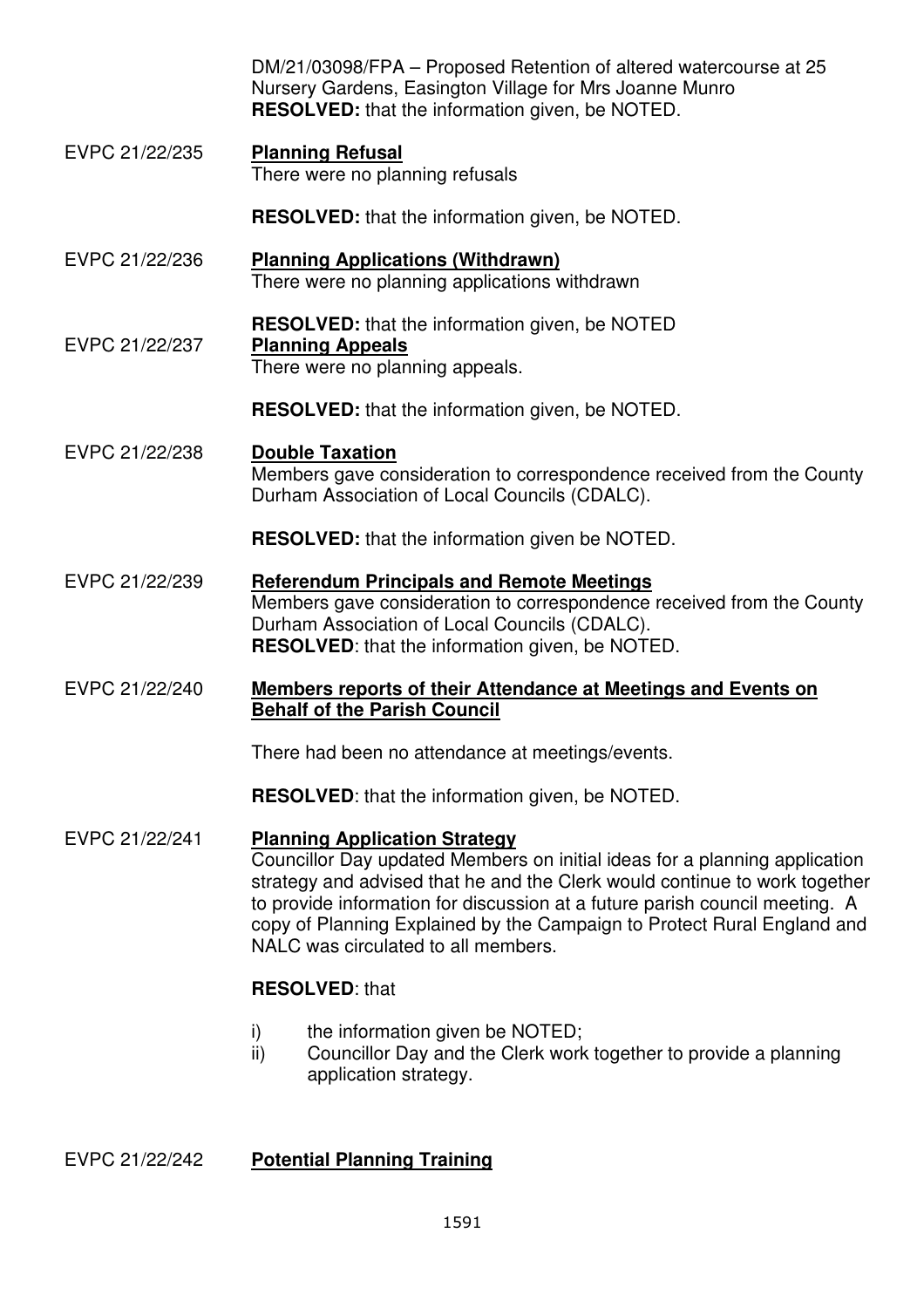DM/21/03098/FPA – Proposed Retention of altered watercourse at 25 Nursery Gardens, Easington Village for Mrs Joanne Munro
**RESOLVED:** that the information given, be NOTED.

EVPC 21/22/235 **Planning Refusal**

There were no planning refusals

**RESOLVED:** that the information given, be NOTED.

EVPC 21/22/236 **Planning Applications (Withdrawn)**

There were no planning applications withdrawn

**RESOLVED:** that the information given, be NOTED

EVPC 21/22/237 **Planning Appeals**

There were no planning appeals.

**RESOLVED:** that the information given, be NOTED.

EVPC 21/22/238 **Double Taxation**

Members gave consideration to correspondence received from the County Durham Association of Local Councils (CDALC).

**RESOLVED:** that the information given be NOTED.

EVPC 21/22/239 **Referendum Principals and Remote Meetings**

Members gave consideration to correspondence received from the County Durham Association of Local Councils (CDALC).
**RESOLVED**: that the information given, be NOTED.

EVPC 21/22/240 **Members reports of their Attendance at Meetings and Events on Behalf of the Parish Council**

There had been no attendance at meetings/events.

**RESOLVED**: that the information given, be NOTED.

EVPC 21/22/241 **Planning Application Strategy**

Councillor Day updated Members on initial ideas for a planning application strategy and advised that he and the Clerk would continue to work together to provide information for discussion at a future parish council meeting. A copy of Planning Explained by the Campaign to Protect Rural England and NALC was circulated to all members.

**RESOLVED**: that

i) the information given be NOTED;
ii) Councillor Day and the Clerk work together to provide a planning application strategy.

EVPC 21/22/242 **Potential Planning Training**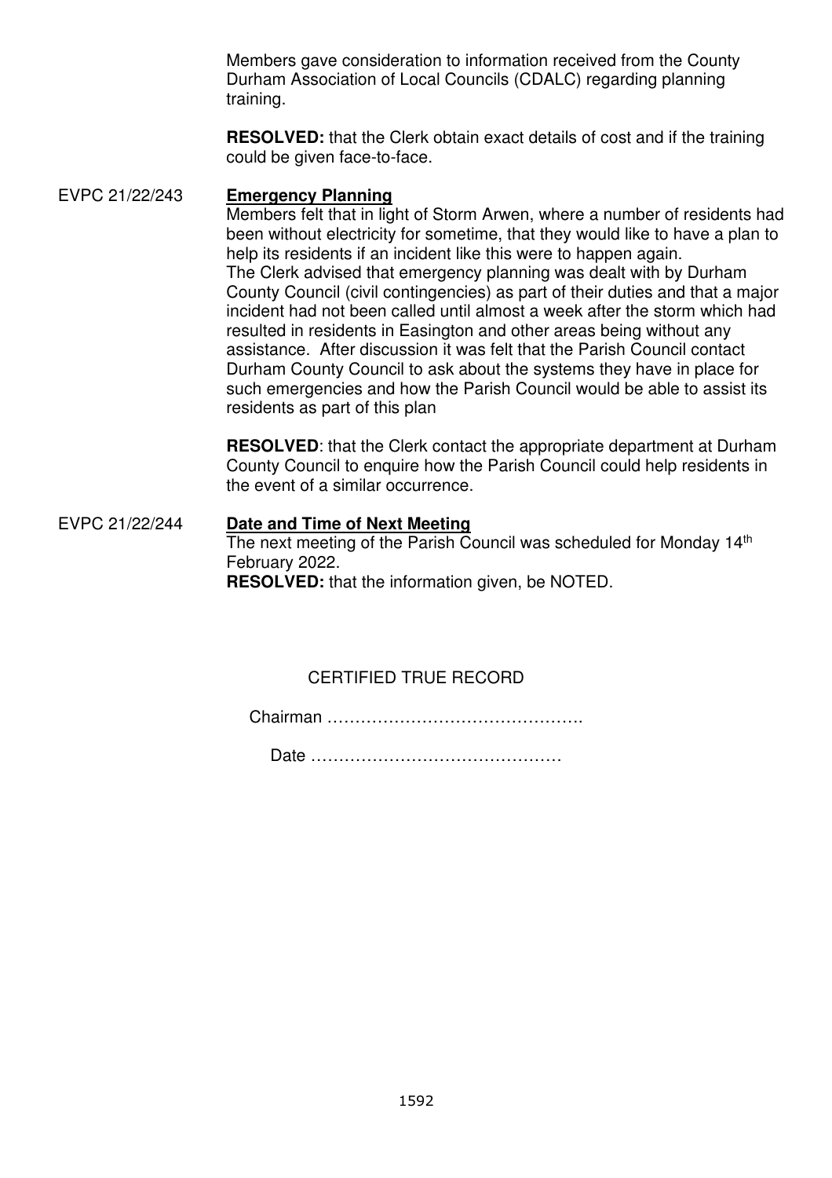Members gave consideration to information received from the County Durham Association of Local Councils (CDALC) regarding planning training.

**RESOLVED:** that the Clerk obtain exact details of cost and if the training could be given face-to-face.

EVPC 21/22/243 **Emergency Planning**

Members felt that in light of Storm Arwen, where a number of residents had been without electricity for sometime, that they would like to have a plan to help its residents if an incident like this were to happen again.
The Clerk advised that emergency planning was dealt with by Durham County Council (civil contingencies) as part of their duties and that a major incident had not been called until almost a week after the storm which had resulted in residents in Easington and other areas being without any assistance. After discussion it was felt that the Parish Council contact Durham County Council to ask about the systems they have in place for such emergencies and how the Parish Council would be able to assist its residents as part of this plan

**RESOLVED**: that the Clerk contact the appropriate department at Durham County Council to enquire how the Parish Council could help residents in the event of a similar occurrence.

EVPC 21/22/244 **Date and Time of Next Meeting**

The next meeting of the Parish Council was scheduled for Monday 14th February 2022.
**RESOLVED:** that the information given, be NOTED.

CERTIFIED TRUE RECORD

Chairman ……………………………………….

Date ………………………………………